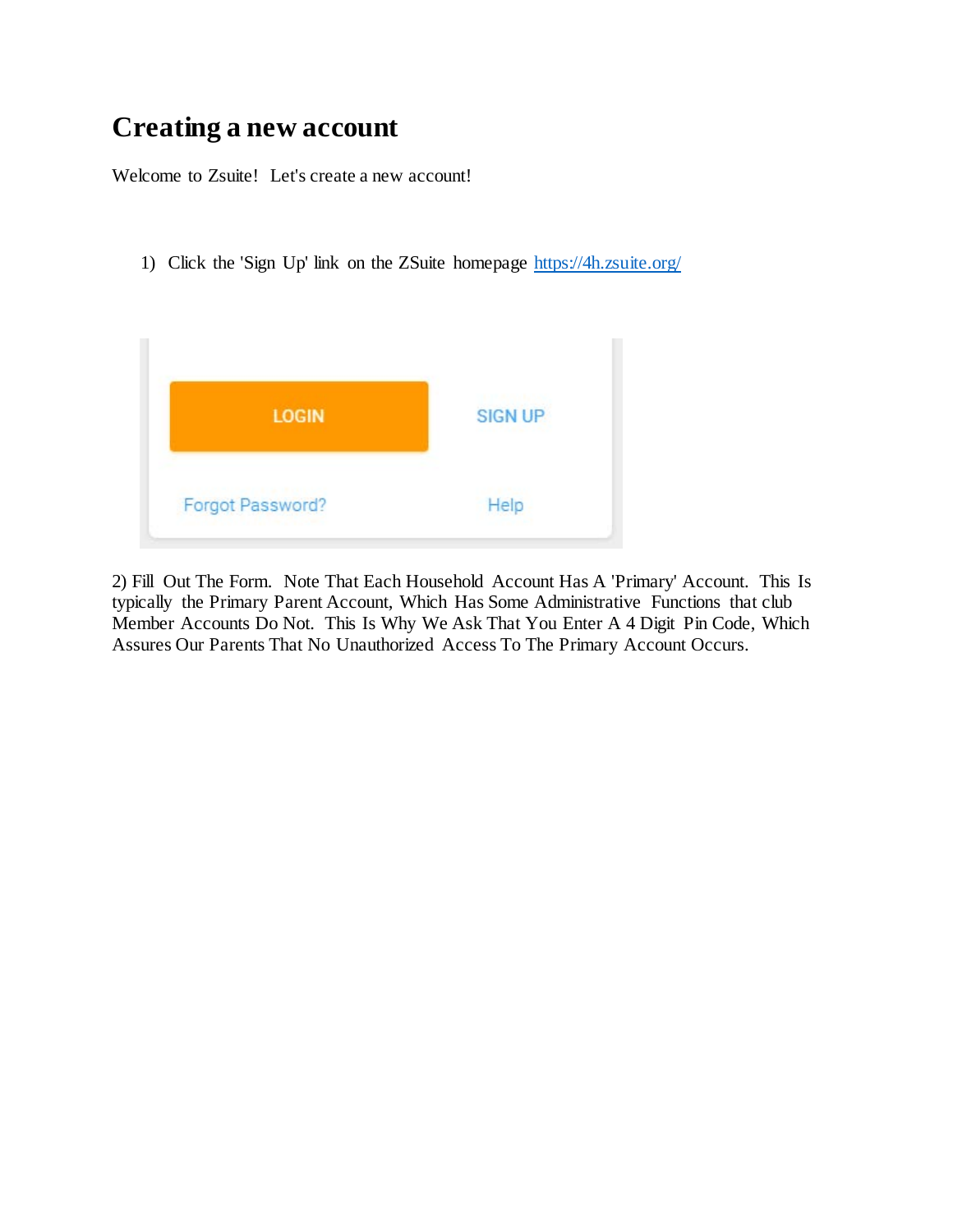# Creating a new account

Welcome to Zsuite! Let's create a new account!

1) Click the 'Sign Up' link on the ZSuite homepage https://4h.zsuite.org/

2) Fill Out The Form. Note That Each Household Account Has A 'Primary' Account. This Is typically the Primary Parent Account, Which Has Some Administrative Functions that club Member Accounts Do Not. This Is Why We Ask That You Enter A 4 Digit Pin Code, Which Assures Our Parents That No Unauthorized Access To The Primary Account Occurs.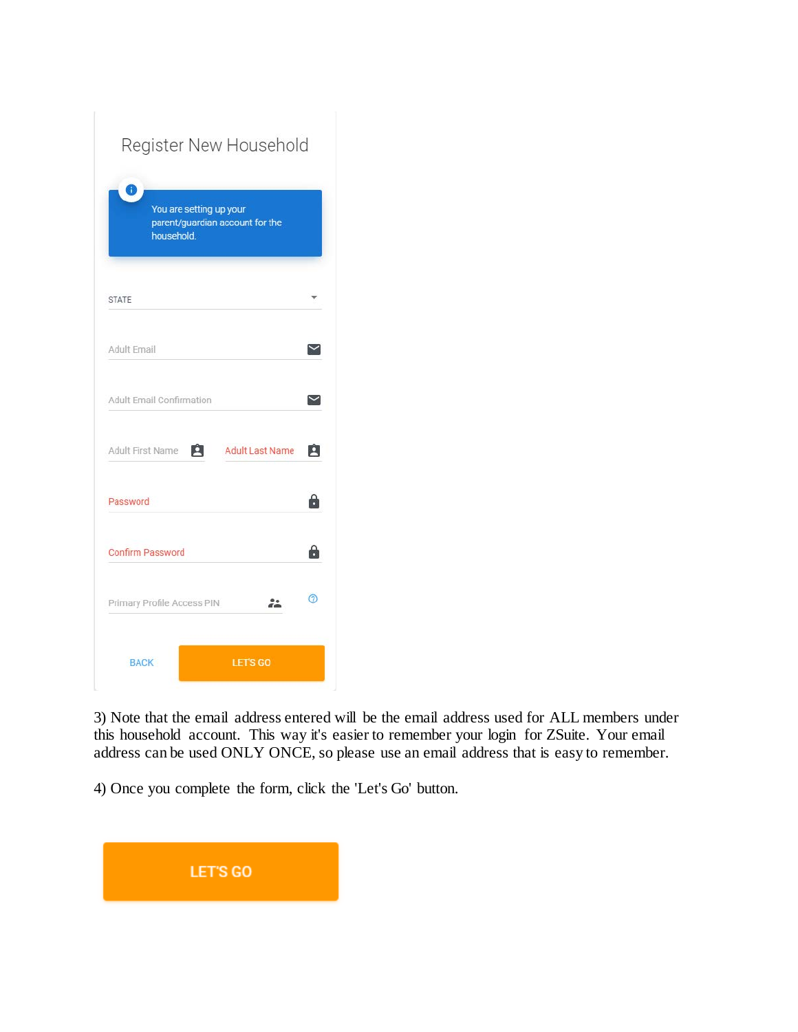Register New Household

You are setting up your parent/guardian account for the household.

STATE

Adult Email

Adult Email Confirmation

Adult First Name

Adult Last Name

Password

Confirm Password

Primary Profile Access PIN

BACK

LET'S GO

3) Note that the email address entered will be the email address used for ALL members under this household account. This way it's easier to remember your login for ZSuite. Your email address can be used ONLY ONCE, so please use an email address that is easy to remember.

4) Once you complete the form, click the 'Let's Go' button.

LET'S GO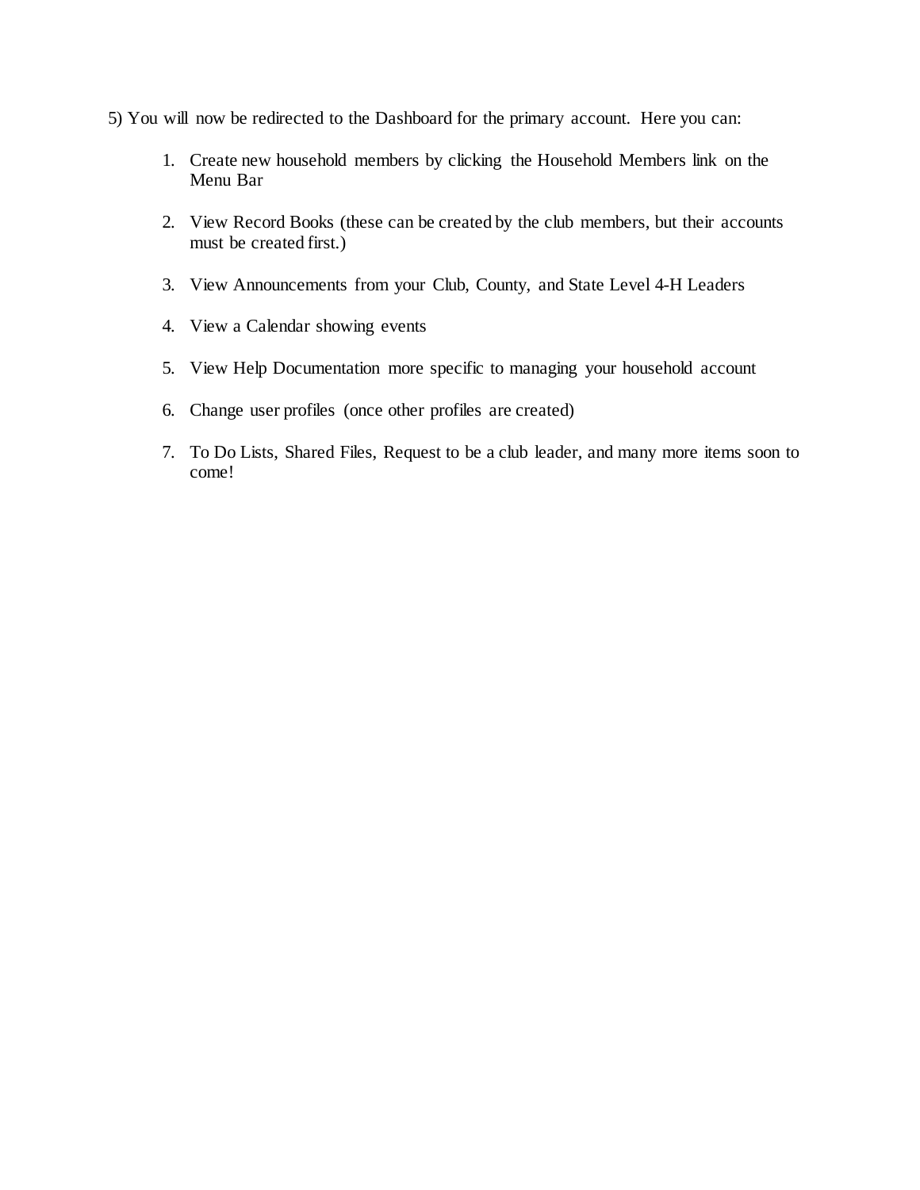5) You will now be redirected to the Dashboard for the primary account. Here you can:

1. Create new household members by clicking the Household Members link on the Menu Bar

2. View Record Books (these can be created by the club members, but their accounts must be created first.)

3. View Announcements from your Club, County, and State Level 4-H Leaders

4. View a Calendar showing events

5. View Help Documentation more specific to managing your household account

6. Change user profiles (once other profiles are created)

7. To Do Lists, Shared Files, Request to be a club leader, and many more items soon to come!